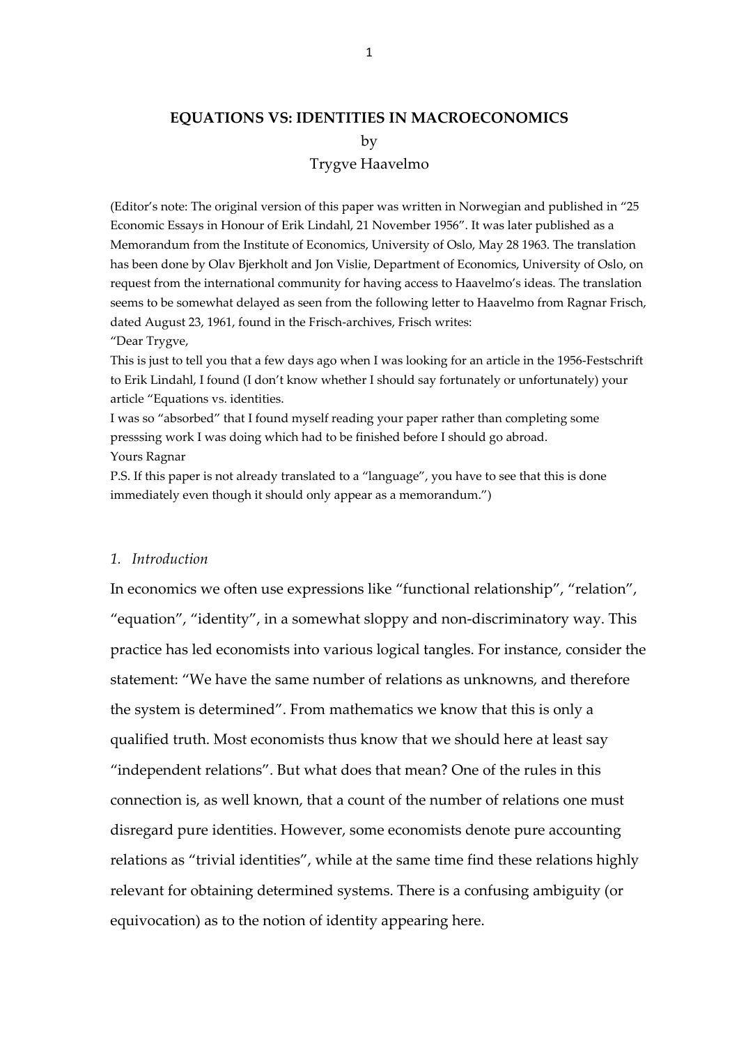# EQUATIONS VS: IDENTITIES IN MACROECONOMICS

by

Trygve Haavelmo

(Editor's note: The original version of this paper was written in Norwegian and published in "25 Economic Essays in Honour of Erik Lindahl, 21 November 1956". It was later published as a Memorandum from the Institute of Economics, University of Oslo, May 28 1963. The translation has been done by Olav Bjerkholt and Jon Vislie, Department of Economics, University of Oslo, on request from the international community for having access to Haavelmo's ideas. The translation seems to be somewhat delayed as seen from the following letter to Haavelmo from Ragnar Frisch, dated August 23, 1961, found in the Frisch-archives, Frisch writes:

"Dear Trygve,

This is just to tell you that a few days ago when I was looking for an article in the 1956-Festschrift to Erik Lindahl, I found (I don't know whether I should say fortunately or unfortunately) your article "Equations vs. identities.

I was so "absorbed" that I found myself reading your paper rather than completing some presssing work I was doing which had to be finished before I should go abroad.

Yours Ragnar

P.S. If this paper is not already translated to a "language", you have to see that this is done immediately even though it should only appear as a memorandum.")

## *1. Introduction*

In economics we often use expressions like "functional relationship", "relation", "equation", "identity", in a somewhat sloppy and non-discriminatory way. This practice has led economists into various logical tangles. For instance, consider the statement: "We have the same number of relations as unknowns, and therefore the system is determined". From mathematics we know that this is only a qualified truth. Most economists thus know that we should here at least say "independent relations". But what does that mean? One of the rules in this connection is, as well known, that a count of the number of relations one must disregard pure identities. However, some economists denote pure accounting relations as "trivial identities", while at the same time find these relations highly relevant for obtaining determined systems. There is a confusing ambiguity (or equivocation) as to the notion of identity appearing here.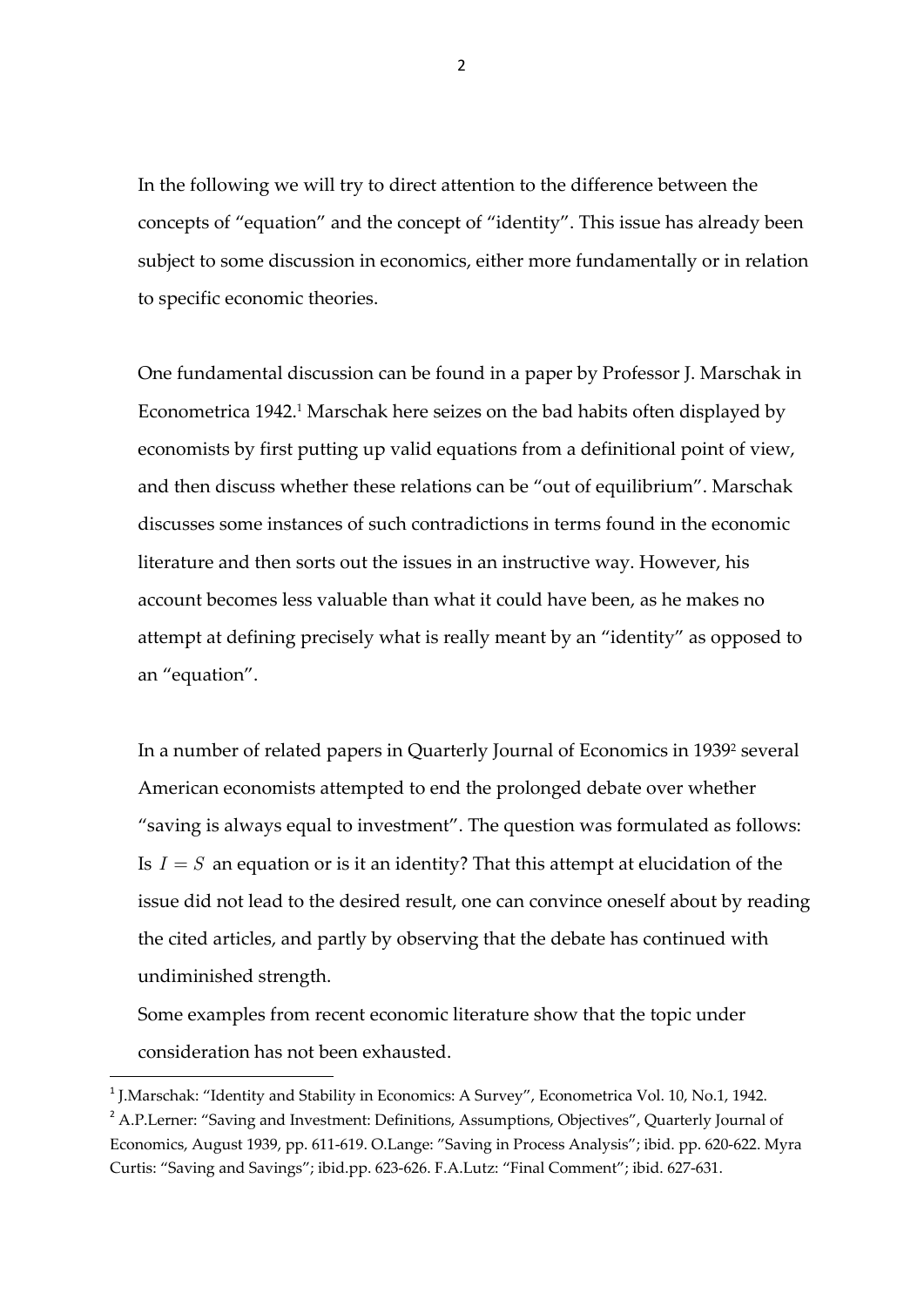In the following we will try to direct attention to the difference between the concepts of "equation" and the concept of "identity". This issue has already been subject to some discussion in economics, either more fundamentally or in relation to specific economic theories.

One fundamental discussion can be found in a paper by Professor J. Marschak in Econometrica 1942.[1] Marschak here seizes on the bad habits often displayed by economists by first putting up valid equations from a definitional point of view, and then discuss whether these relations can be "out of equilibrium". Marschak discusses some instances of such contradictions in terms found in the economic literature and then sorts out the issues in an instructive way. However, his account becomes less valuable than what it could have been, as he makes no attempt at defining precisely what is really meant by an "identity" as opposed to an "equation".

In a number of related papers in Quarterly Journal of Economics in 1939[2] several American economists attempted to end the prolonged debate over whether "saving is always equal to investment". The question was formulated as follows: Is $I = S$ an equation or is it an identity? That this attempt at elucidation of the issue did not lead to the desired result, one can convince oneself about by reading the cited articles, and partly by observing that the debate has continued with undiminished strength.

Some examples from recent economic literature show that the topic under consideration has not been exhausted.

---

[1] J.Marschak: "Identity and Stability in Economics: A Survey", Econometrica Vol. 10, No.1, 1942.

[2] A.P.Lerner: "Saving and Investment: Definitions, Assumptions, Objectives", Quarterly Journal of Economics, August 1939, pp. 611-619. O.Lange: "Saving in Process Analysis"; ibid. pp. 620-622. Myra Curtis: "Saving and Savings"; ibid.pp. 623-626. F.A.Lutz: "Final Comment"; ibid. 627-631.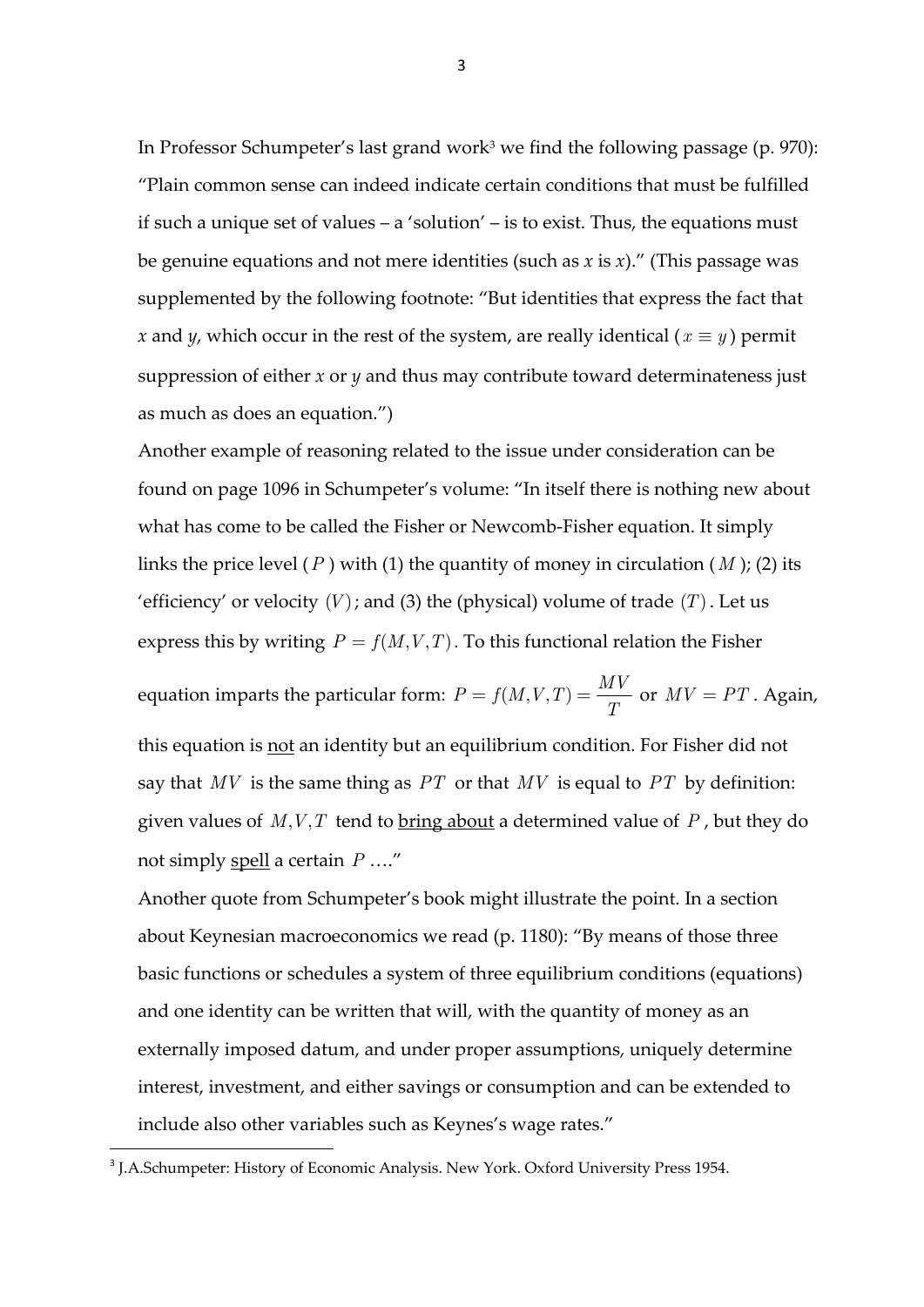In Professor Schumpeter's last grand work[3] we find the following passage (p. 970): "Plain common sense can indeed indicate certain conditions that must be fulfilled if such a unique set of values – a 'solution' – is to exist. Thus, the equations must be genuine equations and not mere identities (such as *x* is *x*)." (This passage was supplemented by the following footnote: "But identities that express the fact that *x* and *y*, which occur in the rest of the system, are really identical ($x \equiv y$) permit suppression of either *x* or *y* and thus may contribute toward determinateness just as much as does an equation.")

Another example of reasoning related to the issue under consideration can be found on page 1096 in Schumpeter's volume: "In itself there is nothing new about what has come to be called the Fisher or Newcomb-Fisher equation. It simply links the price level ($P$) with (1) the quantity of money in circulation ($M$); (2) its 'efficiency' or velocity $(V)$; and (3) the (physical) volume of trade $(T)$. Let us express this by writing $P = f(M,V,T)$. To this functional relation the Fisher equation imparts the particular form: $P = f(M,V,T) = \frac{MV}{T}$ or $MV = PT$. Again, this equation is <u>not</u> an identity but an equilibrium condition. For Fisher did not say that $MV$ is the same thing as $PT$ or that $MV$ is equal to $PT$ by definition: given values of $M,V,T$ tend to <u>bring about</u> a determined value of $P$, but they do not simply <u>spell</u> a certain $P$ …."

Another quote from Schumpeter's book might illustrate the point. In a section about Keynesian macroeconomics we read (p. 1180): "By means of those three basic functions or schedules a system of three equilibrium conditions (equations) and one identity can be written that will, with the quantity of money as an externally imposed datum, and under proper assumptions, uniquely determine interest, investment, and either savings or consumption and can be extended to include also other variables such as Keynes's wage rates."

---

[3] J.A.Schumpeter: History of Economic Analysis. New York. Oxford University Press 1954.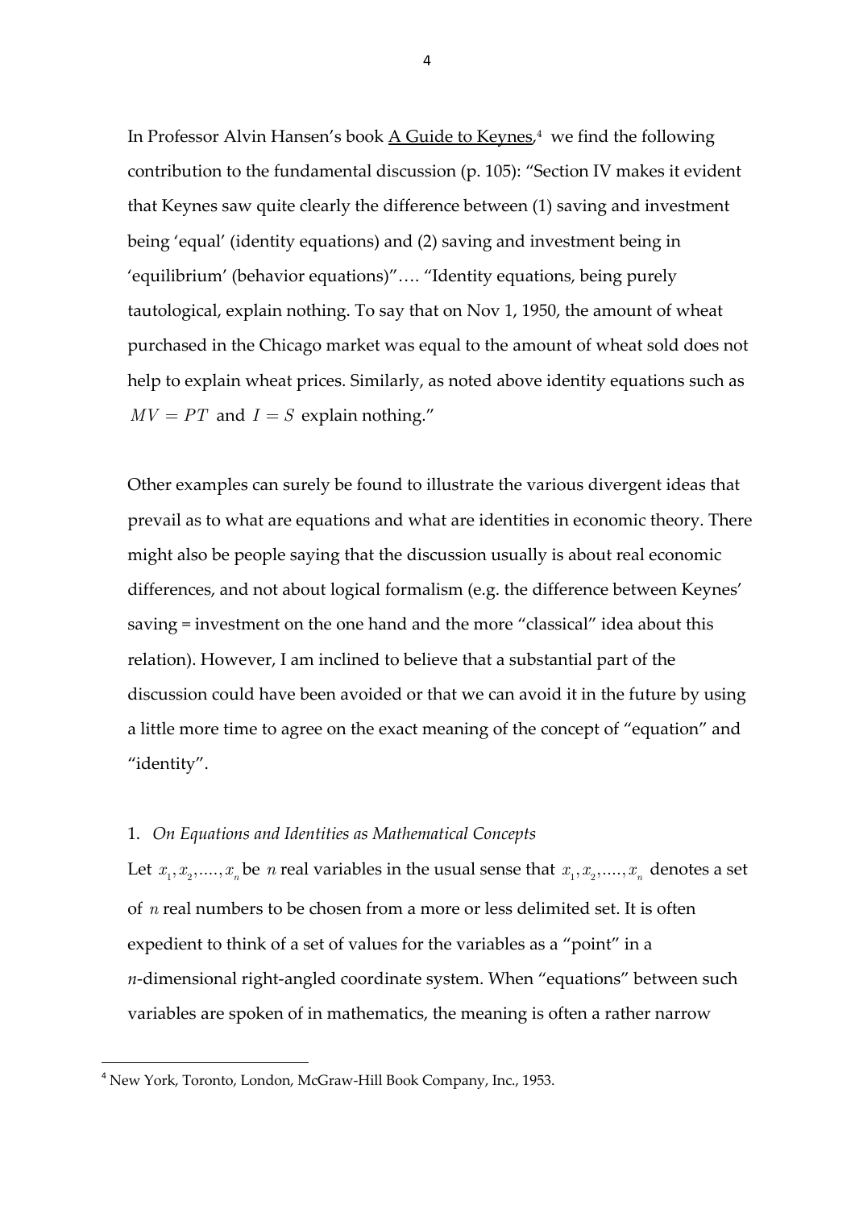In Professor Alvin Hansen's book A Guide to Keynes,[4] we find the following contribution to the fundamental discussion (p. 105): "Section IV makes it evident that Keynes saw quite clearly the difference between (1) saving and investment being 'equal' (identity equations) and (2) saving and investment being in 'equilibrium' (behavior equations)"…. "Identity equations, being purely tautological, explain nothing. To say that on Nov 1, 1950, the amount of wheat purchased in the Chicago market was equal to the amount of wheat sold does not help to explain wheat prices. Similarly, as noted above identity equations such as $MV = PT$ and $I = S$ explain nothing."

Other examples can surely be found to illustrate the various divergent ideas that prevail as to what are equations and what are identities in economic theory. There might also be people saying that the discussion usually is about real economic differences, and not about logical formalism (e.g. the difference between Keynes' saving = investment on the one hand and the more "classical" idea about this relation). However, I am inclined to believe that a substantial part of the discussion could have been avoided or that we can avoid it in the future by using a little more time to agree on the exact meaning of the concept of "equation" and "identity".

## 1. *On Equations and Identities as Mathematical Concepts*

Let $x_1, x_2, ...., x_n$ be $n$ real variables in the usual sense that $x_1, x_2, ...., x_n$ denotes a set of $n$ real numbers to be chosen from a more or less delimited set. It is often expedient to think of a set of values for the variables as a "point" in a $n$-dimensional right-angled coordinate system. When "equations" between such variables are spoken of in mathematics, the meaning is often a rather narrow

[4] New York, Toronto, London, McGraw-Hill Book Company, Inc., 1953.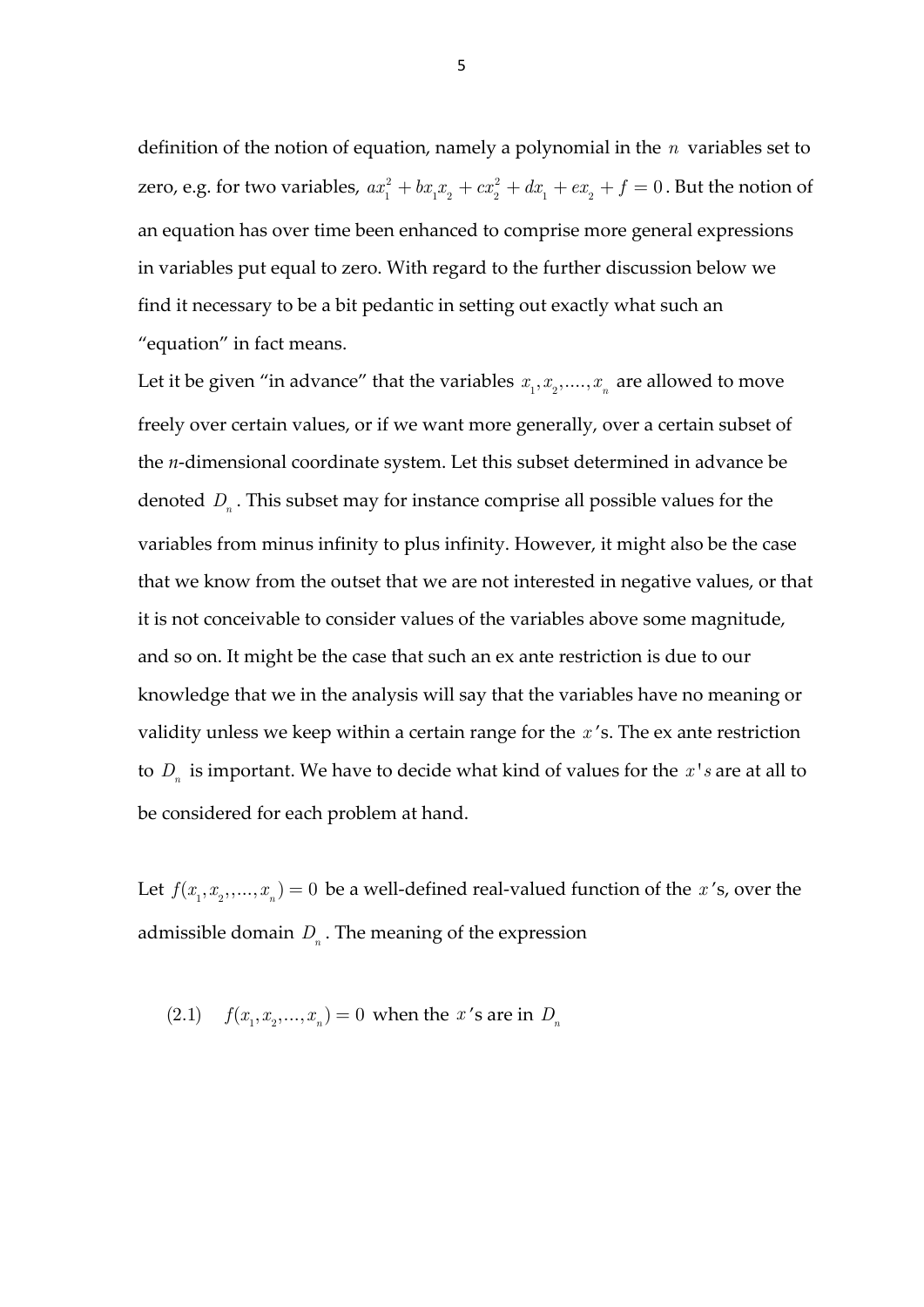definition of the notion of equation, namely a polynomial in the $n$ variables set to zero, e.g. for two variables, $ax_1^2 + bx_1x_2 + cx_2^2 + dx_1 + ex_2 + f = 0$. But the notion of an equation has over time been enhanced to comprise more general expressions in variables put equal to zero. With regard to the further discussion below we find it necessary to be a bit pedantic in setting out exactly what such an "equation" in fact means.

Let it be given "in advance" that the variables $x_1, x_2, ...., x_n$ are allowed to move freely over certain values, or if we want more generally, over a certain subset of the *n*-dimensional coordinate system. Let this subset determined in advance be denoted $D_n$. This subset may for instance comprise all possible values for the variables from minus infinity to plus infinity. However, it might also be the case that we know from the outset that we are not interested in negative values, or that it is not conceivable to consider values of the variables above some magnitude, and so on. It might be the case that such an ex ante restriction is due to our knowledge that we in the analysis will say that the variables have no meaning or validity unless we keep within a certain range for the $x$'s. The ex ante restriction to $D_n$ is important. We have to decide what kind of values for the $x's$ are at all to be considered for each problem at hand.

Let $f(x_1, x_2, ,..., x_n) = 0$ be a well-defined real-valued function of the $x$'s, over the admissible domain $D_n$. The meaning of the expression

$$(2.1) \quad f(x_1, x_2, ..., x_n) = 0 \text{ when the } x\text{'s are in } D_n$$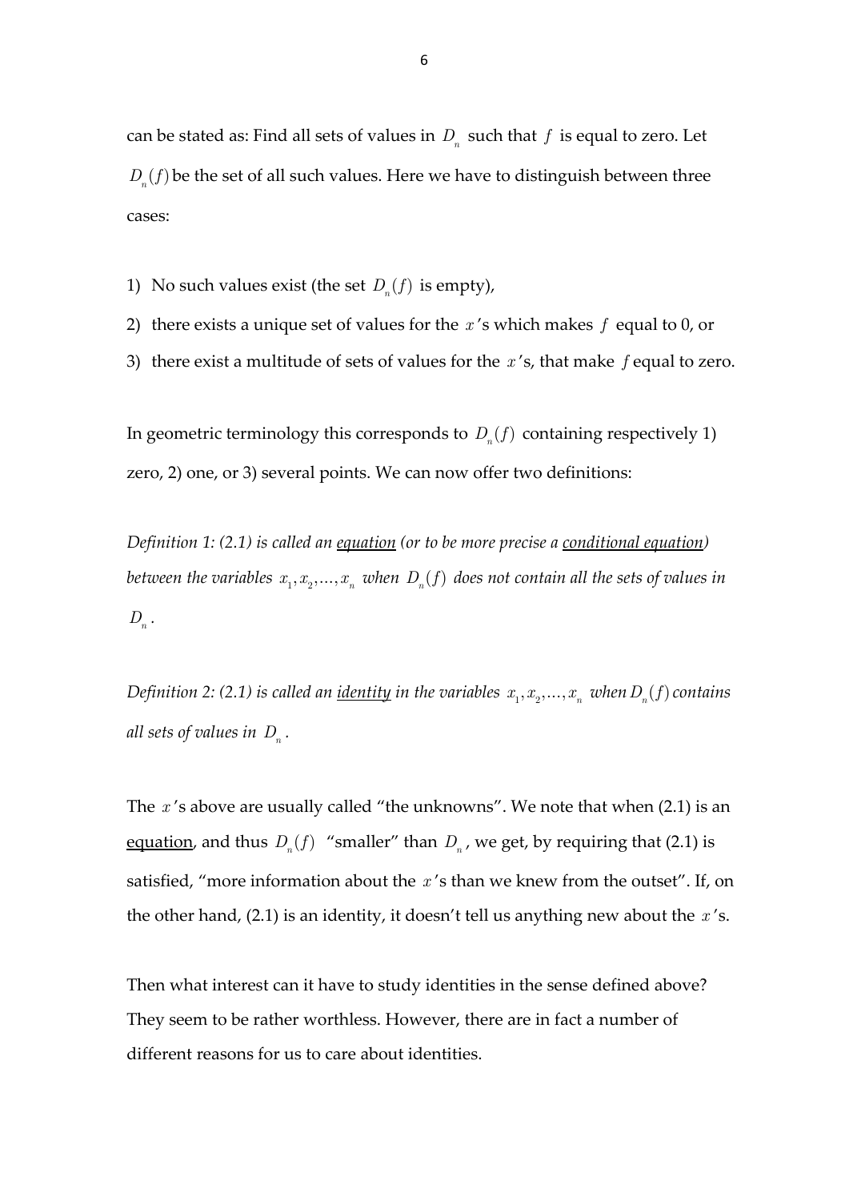can be stated as: Find all sets of values in $D_n$ such that $f$ is equal to zero. Let $D_n(f)$ be the set of all such values. Here we have to distinguish between three cases:

1) No such values exist (the set $D_n(f)$ is empty),
2) there exists a unique set of values for the $x$'s which makes $f$ equal to 0, or
3) there exist a multitude of sets of values for the $x$'s, that make $f$ equal to zero.

In geometric terminology this corresponds to $D_n(f)$ containing respectively 1) zero, 2) one, or 3) several points. We can now offer two definitions:

*Definition 1: (2.1) is called an <u>equation</u> (or to be more precise a <u>conditional equation</u>) between the variables $x_1, x_2, \ldots, x_n$ when $D_n(f)$ does not contain all the sets of values in $D_n$.*

*Definition 2: (2.1) is called an <u>identity</u> in the variables $x_1, x_2, \ldots, x_n$ when $D_n(f)$ contains all sets of values in $D_n$.*

The $x$'s above are usually called "the unknowns". We note that when (2.1) is an <u>equation</u>, and thus $D_n(f)$ "smaller" than $D_n$, we get, by requiring that (2.1) is satisfied, "more information about the $x$'s than we knew from the outset". If, on the other hand, (2.1) is an identity, it doesn't tell us anything new about the $x$'s.

Then what interest can it have to study identities in the sense defined above? They seem to be rather worthless. However, there are in fact a number of different reasons for us to care about identities.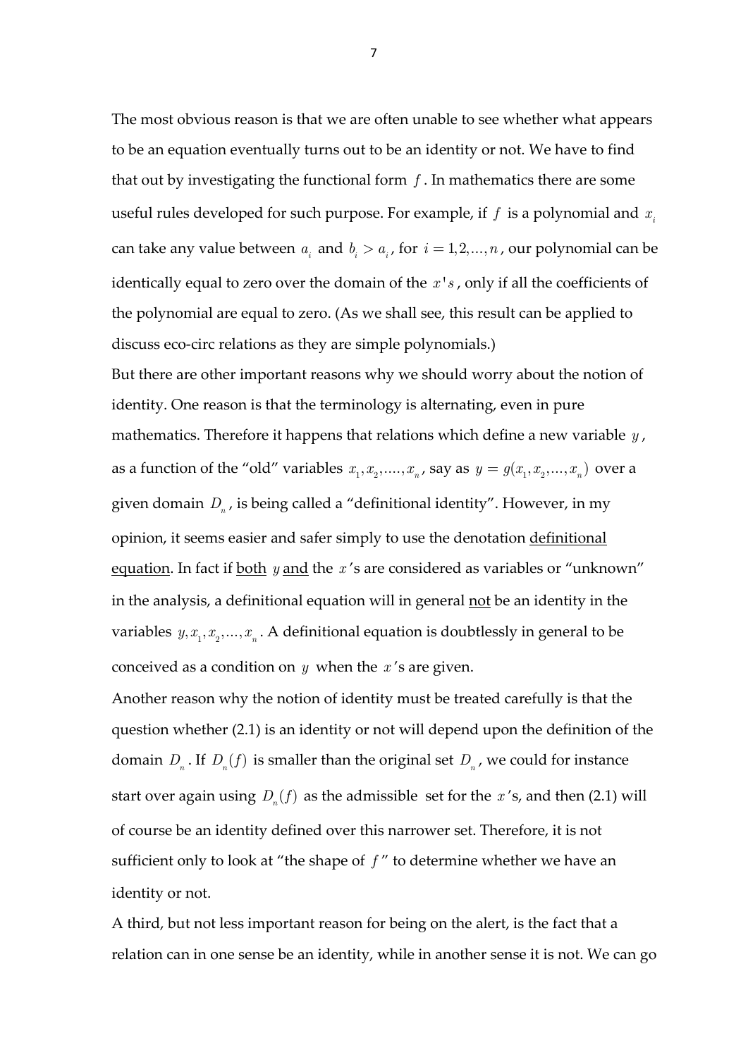The most obvious reason is that we are often unable to see whether what appears to be an equation eventually turns out to be an identity or not. We have to find that out by investigating the functional form $f$. In mathematics there are some useful rules developed for such purpose. For example, if $f$ is a polynomial and $x_i$ can take any value between $a_i$ and $b_i > a_i$, for $i = 1, 2, ..., n$, our polynomial can be identically equal to zero over the domain of the $x's$, only if all the coefficients of the polynomial are equal to zero. (As we shall see, this result can be applied to discuss eco-circ relations as they are simple polynomials.)

But there are other important reasons why we should worry about the notion of identity. One reason is that the terminology is alternating, even in pure mathematics. Therefore it happens that relations which define a new variable $y$, as a function of the "old" variables $x_1, x_2, ...., x_n$, say as $y = g(x_1, x_2, ..., x_n)$ over a given domain $D_n$, is being called a "definitional identity". However, in my opinion, it seems easier and safer simply to use the denotation <u>definitional equation</u>. In fact if <u>both</u> $y$ <u>and</u> the $x$'s are considered as variables or "unknown" in the analysis, a definitional equation will in general <u>not</u> be an identity in the variables $y, x_1, x_2, ..., x_n$. A definitional equation is doubtlessly in general to be conceived as a condition on $y$ when the $x$'s are given.

Another reason why the notion of identity must be treated carefully is that the question whether (2.1) is an identity or not will depend upon the definition of the domain $D_n$. If $D_n(f)$ is smaller than the original set $D_n$, we could for instance start over again using $D_n(f)$ as the admissible set for the $x$'s, and then (2.1) will of course be an identity defined over this narrower set. Therefore, it is not sufficient only to look at "the shape of $f$" to determine whether we have an identity or not.

A third, but not less important reason for being on the alert, is the fact that a relation can in one sense be an identity, while in another sense it is not. We can go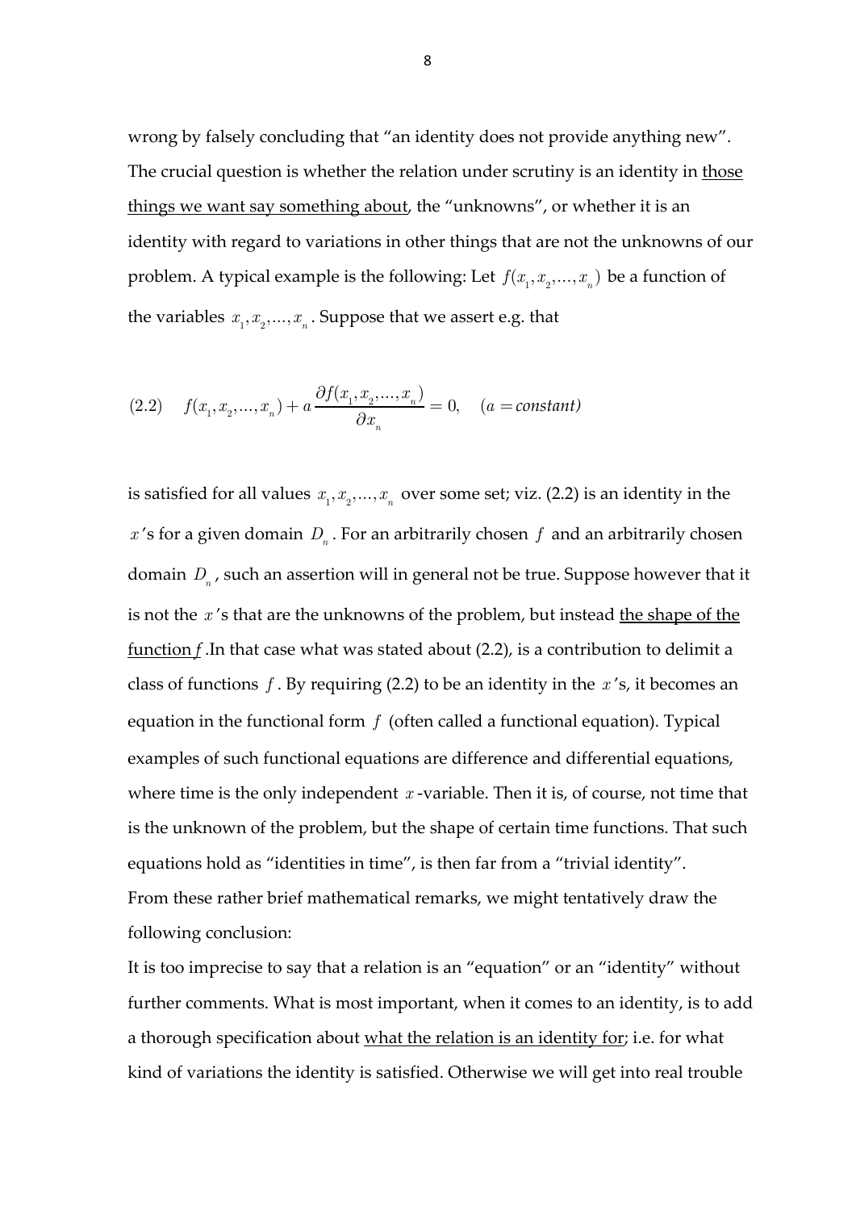wrong by falsely concluding that "an identity does not provide anything new". The crucial question is whether the relation under scrutiny is an identity in <u>those things we want say something about</u>, the "unknowns", or whether it is an identity with regard to variations in other things that are not the unknowns of our problem. A typical example is the following: Let $f(x_1, x_2, ..., x_n)$ be a function of the variables $x_1, x_2, ..., x_n$. Suppose that we assert e.g. that

$$(2.2) \quad f(x_1, x_2, ..., x_n) + a\frac{\partial f(x_1, x_2, ..., x_n)}{\partial x_n} = 0, \quad (a = constant)$$

is satisfied for all values $x_1, x_2, ..., x_n$ over some set; viz. (2.2) is an identity in the $x$'s for a given domain $D_n$. For an arbitrarily chosen $f$ and an arbitrarily chosen domain $D_n$, such an assertion will in general not be true. Suppose however that it is not the $x$'s that are the unknowns of the problem, but instead <u>the shape of the function $f$</u>.In that case what was stated about (2.2), is a contribution to delimit a class of functions $f$. By requiring (2.2) to be an identity in the $x$'s, it becomes an equation in the functional form $f$ (often called a functional equation). Typical examples of such functional equations are difference and differential equations, where time is the only independent $x$-variable. Then it is, of course, not time that is the unknown of the problem, but the shape of certain time functions. That such equations hold as "identities in time", is then far from a "trivial identity".

From these rather brief mathematical remarks, we might tentatively draw the following conclusion:

It is too imprecise to say that a relation is an "equation" or an "identity" without further comments. What is most important, when it comes to an identity, is to add a thorough specification about <u>what the relation is an identity for</u>; i.e. for what kind of variations the identity is satisfied. Otherwise we will get into real trouble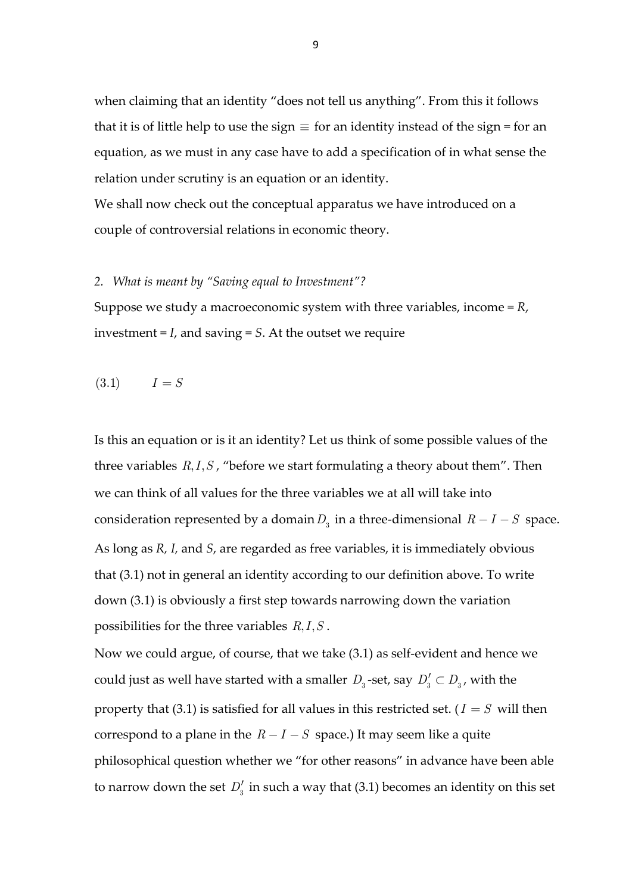when claiming that an identity "does not tell us anything". From this it follows that it is of little help to use the sign $\equiv$ for an identity instead of the sign = for an equation, as we must in any case have to add a specification of in what sense the relation under scrutiny is an equation or an identity.

We shall now check out the conceptual apparatus we have introduced on a couple of controversial relations in economic theory.

## 2. *What is meant by "Saving equal to Investment"?*

Suppose we study a macroeconomic system with three variables, income = $R$, investment = $I$, and saving = $S$. At the outset we require

$$(3.1) \qquad I = S$$

Is this an equation or is it an identity? Let us think of some possible values of the three variables $R, I, S$, "before we start formulating a theory about them". Then we can think of all values for the three variables we at all will take into consideration represented by a domain $D_3$ in a three-dimensional $R - I - S$ space. As long as $R$, $I$, and $S$, are regarded as free variables, it is immediately obvious that (3.1) not in general an identity according to our definition above. To write down (3.1) is obviously a first step towards narrowing down the variation possibilities for the three variables $R, I, S$.

Now we could argue, of course, that we take (3.1) as self-evident and hence we could just as well have started with a smaller $D_3$-set, say $D_3' \subset D_3$, with the property that (3.1) is satisfied for all values in this restricted set. ($I = S$ will then correspond to a plane in the $R - I - S$ space.) It may seem like a quite philosophical question whether we "for other reasons" in advance have been able to narrow down the set $D_3'$ in such a way that (3.1) becomes an identity on this set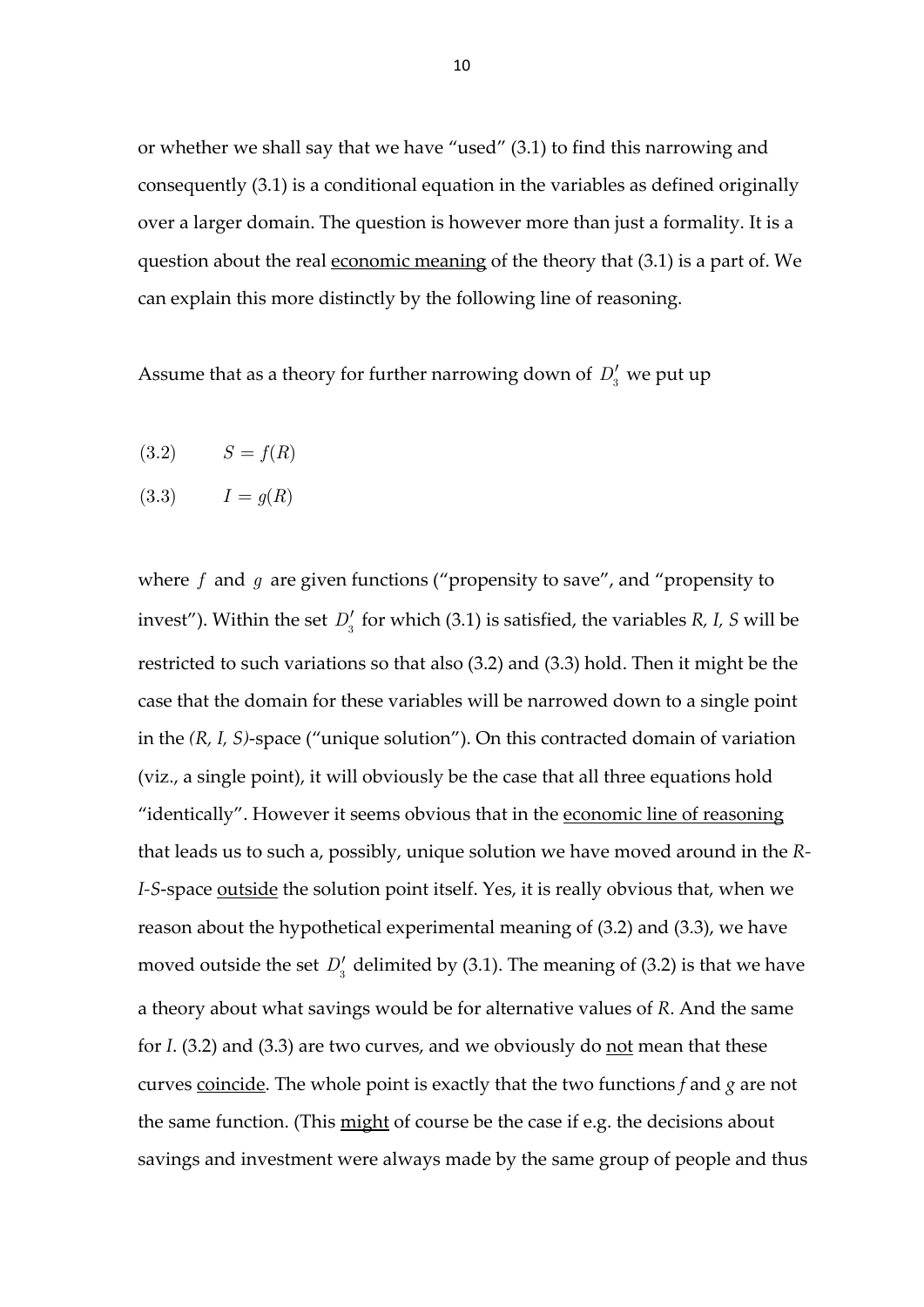or whether we shall say that we have "used" (3.1) to find this narrowing and consequently (3.1) is a conditional equation in the variables as defined originally over a larger domain. The question is however more than just a formality. It is a question about the real economic meaning of the theory that (3.1) is a part of. We can explain this more distinctly by the following line of reasoning.

Assume that as a theory for further narrowing down of $D_3'$ we put up

$$(3.2) \qquad S = f(R)$$

$$(3.3) \qquad I = g(R)$$

where $f$ and $g$ are given functions ("propensity to save", and "propensity to invest"). Within the set $D_3'$ for which (3.1) is satisfied, the variables *R, I, S* will be restricted to such variations so that also (3.2) and (3.3) hold. Then it might be the case that the domain for these variables will be narrowed down to a single point in the *(R, I, S)*-space ("unique solution"). On this contracted domain of variation (viz., a single point), it will obviously be the case that all three equations hold "identically". However it seems obvious that in the economic line of reasoning that leads us to such a, possibly, unique solution we have moved around in the *R-I-S*-space outside the solution point itself. Yes, it is really obvious that, when we reason about the hypothetical experimental meaning of (3.2) and (3.3), we have moved outside the set $D_3'$ delimited by (3.1). The meaning of (3.2) is that we have a theory about what savings would be for alternative values of *R*. And the same for *I*. (3.2) and (3.3) are two curves, and we obviously do not mean that these curves coincide. The whole point is exactly that the two functions *f* and *g* are not the same function. (This might of course be the case if e.g. the decisions about savings and investment were always made by the same group of people and thus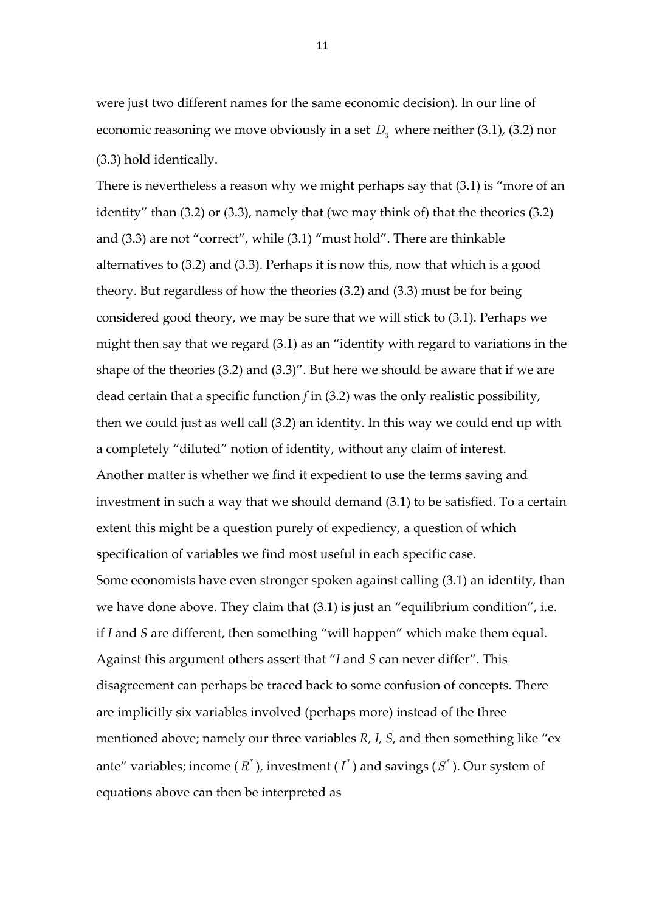were just two different names for the same economic decision). In our line of economic reasoning we move obviously in a set $D_3$ where neither (3.1), (3.2) nor (3.3) hold identically.

There is nevertheless a reason why we might perhaps say that (3.1) is "more of an identity" than (3.2) or (3.3), namely that (we may think of) that the theories (3.2) and (3.3) are not "correct", while (3.1) "must hold". There are thinkable alternatives to (3.2) and (3.3). Perhaps it is now this, now that which is a good theory. But regardless of how <u>the theories</u> (3.2) and (3.3) must be for being considered good theory, we may be sure that we will stick to (3.1). Perhaps we might then say that we regard (3.1) as an "identity with regard to variations in the shape of the theories (3.2) and (3.3)". But here we should be aware that if we are dead certain that a specific function *f* in (3.2) was the only realistic possibility, then we could just as well call (3.2) an identity. In this way we could end up with a completely "diluted" notion of identity, without any claim of interest.

Another matter is whether we find it expedient to use the terms saving and investment in such a way that we should demand (3.1) to be satisfied. To a certain extent this might be a question purely of expediency, a question of which specification of variables we find most useful in each specific case.

Some economists have even stronger spoken against calling (3.1) an identity, than we have done above. They claim that (3.1) is just an "equilibrium condition", i.e. if *I* and *S* are different, then something "will happen" which make them equal. Against this argument others assert that "*I* and *S* can never differ". This disagreement can perhaps be traced back to some confusion of concepts. There are implicitly six variables involved (perhaps more) instead of the three mentioned above; namely our three variables *R, I, S*, and then something like "ex ante" variables; income ($R^*$), investment ($I^*$) and savings ($S^*$). Our system of equations above can then be interpreted as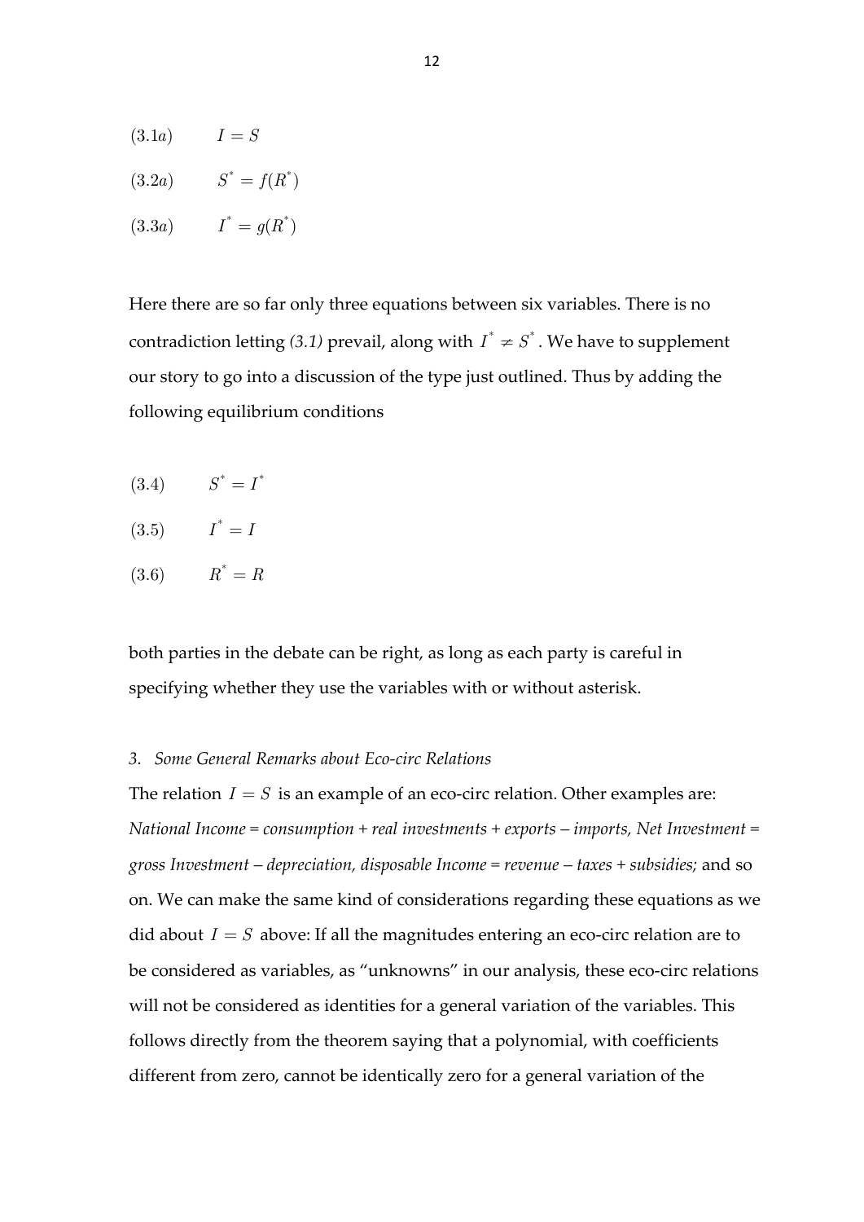$$(3.1a) \qquad I = S$$

$$(3.2a) \qquad S^* = f(R^*)$$

$$(3.3a) \qquad I^* = g(R^*)$$

Here there are so far only three equations between six variables. There is no contradiction letting *(3.1)* prevail, along with $I^* \neq S^*$. We have to supplement our story to go into a discussion of the type just outlined. Thus by adding the following equilibrium conditions

$$(3.4) \qquad S^* = I^*$$

$$(3.5) \qquad I^* = I$$

$$(3.6) \qquad R^* = R$$

both parties in the debate can be right, as long as each party is careful in specifying whether they use the variables with or without asterisk.

### *3. Some General Remarks about Eco-circ Relations*

The relation $I = S$ is an example of an eco-circ relation. Other examples are: *National Income = consumption + real investments + exports – imports, Net Investment = gross Investment – depreciation, disposable Income = revenue – taxes + subsidies;* and so on. We can make the same kind of considerations regarding these equations as we did about $I = S$ above: If all the magnitudes entering an eco-circ relation are to be considered as variables, as "unknowns" in our analysis, these eco-circ relations will not be considered as identities for a general variation of the variables. This follows directly from the theorem saying that a polynomial, with coefficients different from zero, cannot be identically zero for a general variation of the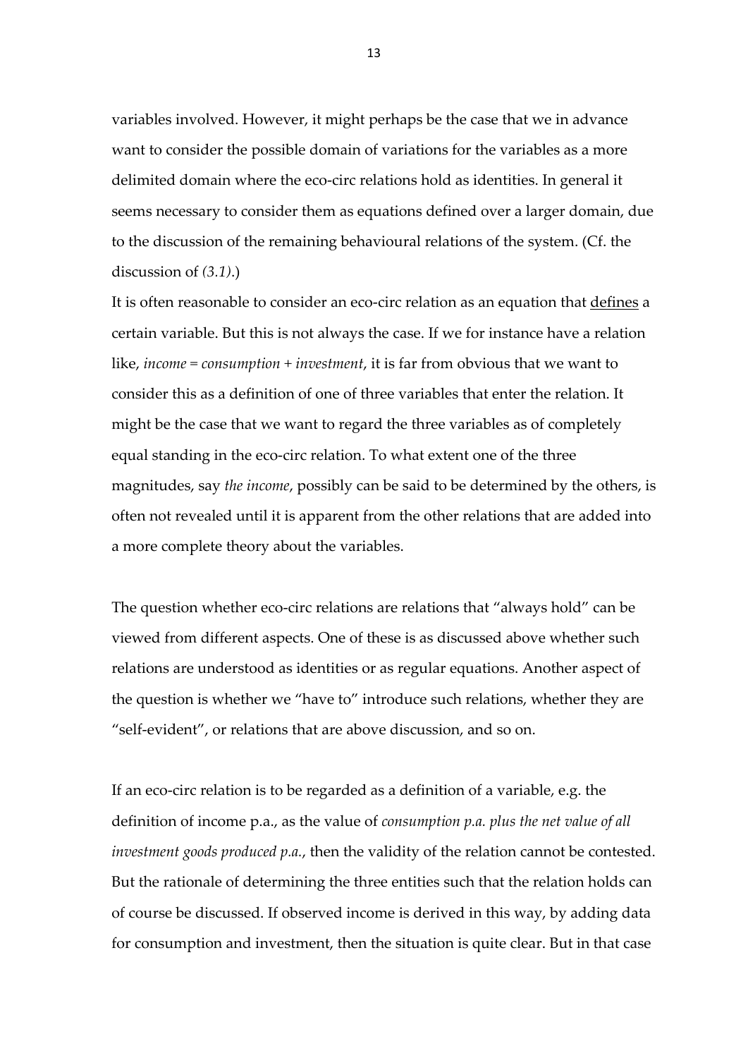variables involved. However, it might perhaps be the case that we in advance want to consider the possible domain of variations for the variables as a more delimited domain where the eco-circ relations hold as identities. In general it seems necessary to consider them as equations defined over a larger domain, due to the discussion of the remaining behavioural relations of the system. (Cf. the discussion of *(3.1)*.)

It is often reasonable to consider an eco-circ relation as an equation that <u>defines</u> a certain variable. But this is not always the case. If we for instance have a relation like, *income = consumption + investment*, it is far from obvious that we want to consider this as a definition of one of three variables that enter the relation. It might be the case that we want to regard the three variables as of completely equal standing in the eco-circ relation. To what extent one of the three magnitudes, say *the income*, possibly can be said to be determined by the others, is often not revealed until it is apparent from the other relations that are added into a more complete theory about the variables.

The question whether eco-circ relations are relations that "always hold" can be viewed from different aspects. One of these is as discussed above whether such relations are understood as identities or as regular equations. Another aspect of the question is whether we "have to" introduce such relations, whether they are "self-evident", or relations that are above discussion, and so on.

If an eco-circ relation is to be regarded as a definition of a variable, e.g. the definition of income p.a., as the value of *consumption p.a. plus the net value of all investment goods produced p.a.*, then the validity of the relation cannot be contested. But the rationale of determining the three entities such that the relation holds can of course be discussed. If observed income is derived in this way, by adding data for consumption and investment, then the situation is quite clear. But in that case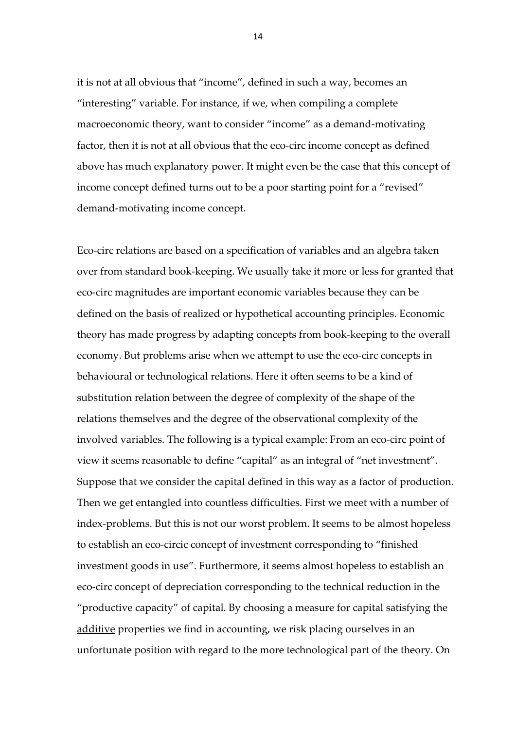it is not at all obvious that "income", defined in such a way, becomes an "interesting" variable. For instance, if we, when compiling a complete macroeconomic theory, want to consider "income" as a demand-motivating factor, then it is not at all obvious that the eco-circ income concept as defined above has much explanatory power. It might even be the case that this concept of income concept defined turns out to be a poor starting point for a "revised" demand-motivating income concept.

Eco-circ relations are based on a specification of variables and an algebra taken over from standard book-keeping. We usually take it more or less for granted that eco-circ magnitudes are important economic variables because they can be defined on the basis of realized or hypothetical accounting principles. Economic theory has made progress by adapting concepts from book-keeping to the overall economy. But problems arise when we attempt to use the eco-circ concepts in behavioural or technological relations. Here it often seems to be a kind of substitution relation between the degree of complexity of the shape of the relations themselves and the degree of the observational complexity of the involved variables. The following is a typical example: From an eco-circ point of view it seems reasonable to define "capital" as an integral of "net investment". Suppose that we consider the capital defined in this way as a factor of production. Then we get entangled into countless difficulties. First we meet with a number of index-problems. But this is not our worst problem. It seems to be almost hopeless to establish an eco-circic concept of investment corresponding to "finished investment goods in use". Furthermore, it seems almost hopeless to establish an eco-circ concept of depreciation corresponding to the technical reduction in the "productive capacity" of capital. By choosing a measure for capital satisfying the <u>additive</u> properties we find in accounting, we risk placing ourselves in an unfortunate position with regard to the more technological part of the theory. On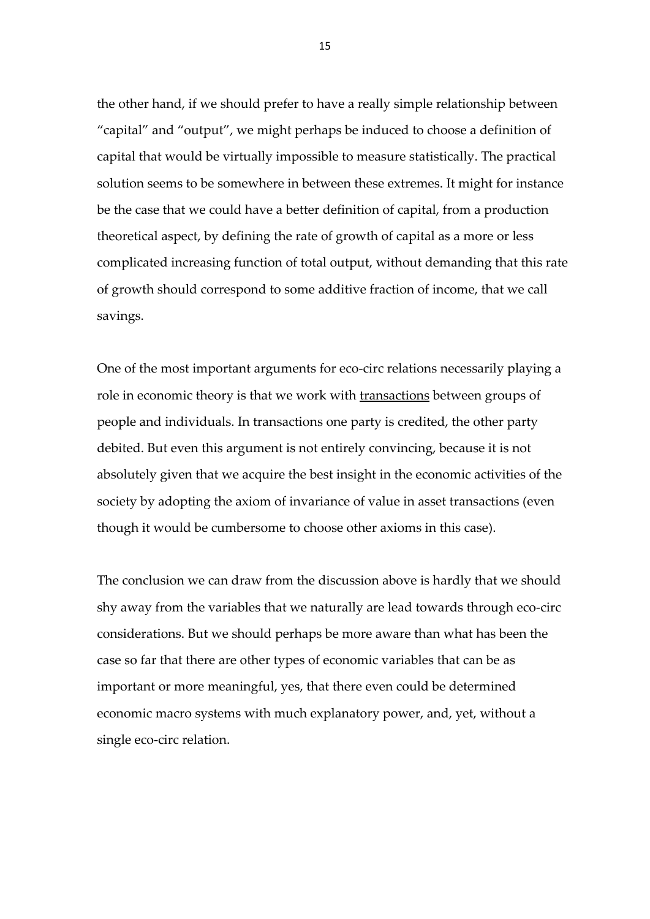the other hand, if we should prefer to have a really simple relationship between "capital" and "output", we might perhaps be induced to choose a definition of capital that would be virtually impossible to measure statistically. The practical solution seems to be somewhere in between these extremes. It might for instance be the case that we could have a better definition of capital, from a production theoretical aspect, by defining the rate of growth of capital as a more or less complicated increasing function of total output, without demanding that this rate of growth should correspond to some additive fraction of income, that we call savings.

One of the most important arguments for eco-circ relations necessarily playing a role in economic theory is that we work with <u>transactions</u> between groups of people and individuals. In transactions one party is credited, the other party debited. But even this argument is not entirely convincing, because it is not absolutely given that we acquire the best insight in the economic activities of the society by adopting the axiom of invariance of value in asset transactions (even though it would be cumbersome to choose other axioms in this case).

The conclusion we can draw from the discussion above is hardly that we should shy away from the variables that we naturally are lead towards through eco-circ considerations. But we should perhaps be more aware than what has been the case so far that there are other types of economic variables that can be as important or more meaningful, yes, that there even could be determined economic macro systems with much explanatory power, and, yet, without a single eco-circ relation.